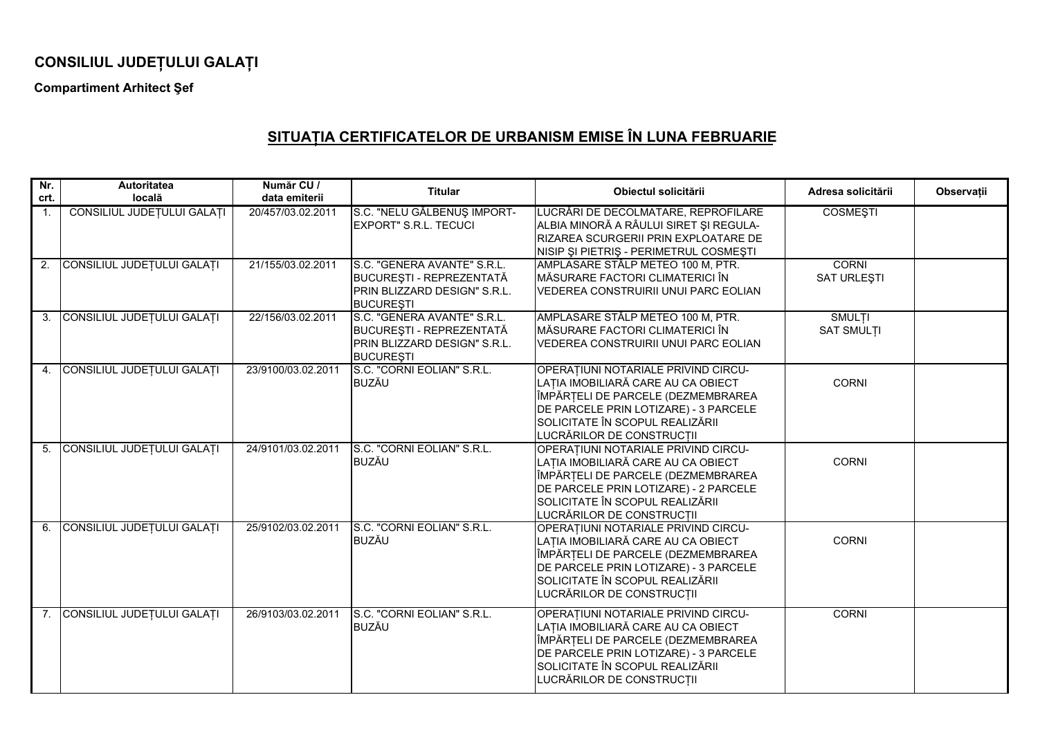**CONSILIUL JUDEȚULUI GALAȚI**

**Compartiment Arhitect Şef**

## SITUAȚIA CERTIFICATELOR DE URBANISM EMISE ÎN LUNA FEBRUARIE

| Nr. crt. | Autoritatea locală | Număr CU / data emiterii | Titular | Obiectul solicitării | Adresa solicitării | Observații |
|---|---|---|---|---|---|---|
| 1. | CONSILIUL JUDEȚULUI GALAȚI | 20/457/03.02.2011 | S.C. "NELU GĂLBENUŞ IMPORT-EXPORT" S.R.L. TECUCI | LUCRĂRI DE DECOLMATARE, REPROFILARE ALBIA MINORĂ A RÂULUI SIRET ŞI REGULARIZAREA SCURGERII PRIN EXPLOATARE DE NISIP ŞI PIETRIŞ - PERIMETRUL COSMEŞTI | COSMEŞTI | |
| 2. | CONSILIUL JUDEȚULUI GALAȚI | 21/155/03.02.2011 | S.C. "GENERA AVANTE" S.R.L. BUCUREŞTI - REPREZENTATĂ PRIN BLIZZARD DESIGN" S.R.L. BUCUREŞTI | AMPLASARE STÂLP METEO 100 M, PTR. MĂSURARE FACTORI CLIMATERICI ÎN VEDEREA CONSTRUIRII UNUI PARC EOLIAN | CORNI SAT URLEŞTI | |
| 3. | CONSILIUL JUDEȚULUI GALAȚI | 22/156/03.02.2011 | S.C. "GENERA AVANTE" S.R.L. BUCUREŞTI - REPREZENTATĂ PRIN BLIZZARD DESIGN" S.R.L. BUCUREŞTI | AMPLASARE STÂLP METEO 100 M, PTR. MĂSURARE FACTORI CLIMATERICI ÎN VEDEREA CONSTRUIRII UNUI PARC EOLIAN | SMULȚI SAT SMULȚI | |
| 4. | CONSILIUL JUDEȚULUI GALAȚI | 23/9100/03.02.2011 | S.C. "CORNI EOLIAN" S.R.L. BUZĂU | OPERAȚIUNI NOTARIALE PRIVIND CIRCULAȚIA IMOBILIARĂ CARE AU CA OBIECT ÎMPĂRȚELI DE PARCELE (DEZMEMBRAREA DE PARCELE PRIN LOTIZARE) - 3 PARCELE SOLICITATE ÎN SCOPUL REALIZĂRII LUCRĂRILOR DE CONSTRUCȚII | CORNI | |
| 5. | CONSILIUL JUDEȚULUI GALAȚI | 24/9101/03.02.2011 | S.C. "CORNI EOLIAN" S.R.L. BUZĂU | OPERAȚIUNI NOTARIALE PRIVIND CIRCULAȚIA IMOBILIARĂ CARE AU CA OBIECT ÎMPĂRȚELI DE PARCELE (DEZMEMBRAREA DE PARCELE PRIN LOTIZARE) - 2 PARCELE SOLICITATE ÎN SCOPUL REALIZĂRII LUCRĂRILOR DE CONSTRUCȚII | CORNI | |
| 6. | CONSILIUL JUDEȚULUI GALAȚI | 25/9102/03.02.2011 | S.C. "CORNI EOLIAN" S.R.L. BUZĂU | OPERAȚIUNI NOTARIALE PRIVIND CIRCULAȚIA IMOBILIARĂ CARE AU CA OBIECT ÎMPĂRȚELI DE PARCELE (DEZMEMBRAREA DE PARCELE PRIN LOTIZARE) - 3 PARCELE SOLICITATE ÎN SCOPUL REALIZĂRII LUCRĂRILOR DE CONSTRUCȚII | CORNI | |
| 7. | CONSILIUL JUDEȚULUI GALAȚI | 26/9103/03.02.2011 | S.C. "CORNI EOLIAN" S.R.L. BUZĂU | OPERAȚIUNI NOTARIALE PRIVIND CIRCULAȚIA IMOBILIARĂ CARE AU CA OBIECT ÎMPĂRȚELI DE PARCELE (DEZMEMBRAREA DE PARCELE PRIN LOTIZARE) - 3 PARCELE SOLICITATE ÎN SCOPUL REALIZĂRII LUCRĂRILOR DE CONSTRUCȚII | CORNI | |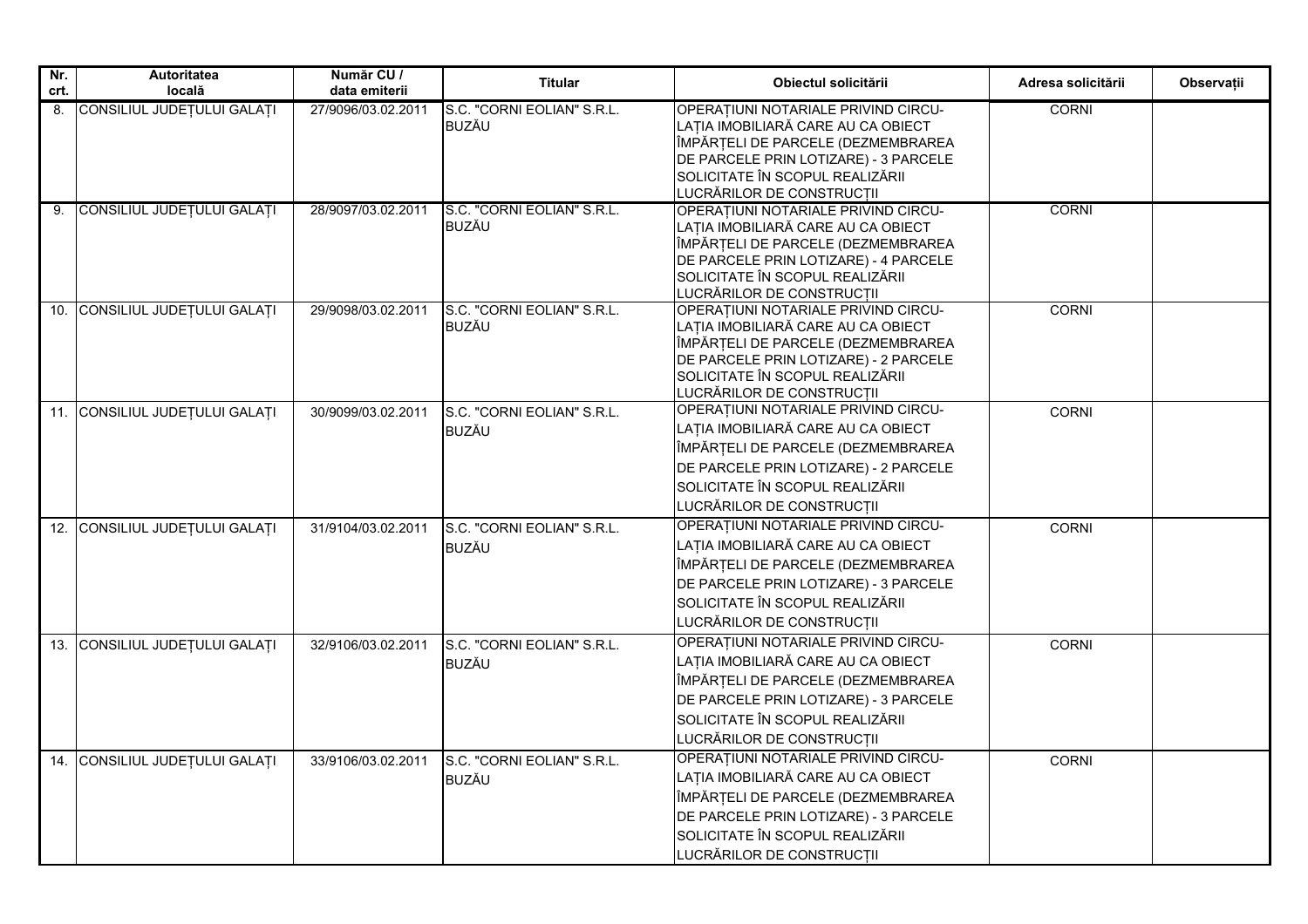| Nr. crt. | Autoritatea locală | Număr CU / data emiterii | Titular | Obiectul solicitării | Adresa solicitării | Observații |
|---|---|---|---|---|---|---|
| 8. | CONSILIUL JUDEȚULUI GALAȚI | 27/9096/03.02.2011 | S.C. "CORNI EOLIAN" S.R.L. BUZĂU | OPERAȚIUNI NOTARIALE PRIVIND CIRCU-LAȚIA IMOBILIARĂ CARE AU CA OBIECT ÎMPĂRȚELI DE PARCELE (DEZMEMBRAREA DE PARCELE PRIN LOTIZARE) - 3 PARCELE SOLICITATE ÎN SCOPUL REALIZĂRII LUCRĂRILOR DE CONSTRUCȚII | CORNI | |
| 9. | CONSILIUL JUDEȚULUI GALAȚI | 28/9097/03.02.2011 | S.C. "CORNI EOLIAN" S.R.L. BUZĂU | OPERAȚIUNI NOTARIALE PRIVIND CIRCU-LAȚIA IMOBILIARĂ CARE AU CA OBIECT ÎMPĂRȚELI DE PARCELE (DEZMEMBRAREA DE PARCELE PRIN LOTIZARE) - 4 PARCELE SOLICITATE ÎN SCOPUL REALIZĂRII LUCRĂRILOR DE CONSTRUCȚII | CORNI | |
| 10. | CONSILIUL JUDEȚULUI GALAȚI | 29/9098/03.02.2011 | S.C. "CORNI EOLIAN" S.R.L. BUZĂU | OPERAȚIUNI NOTARIALE PRIVIND CIRCU-LAȚIA IMOBILIARĂ CARE AU CA OBIECT ÎMPĂRȚELI DE PARCELE (DEZMEMBRAREA DE PARCELE PRIN LOTIZARE) - 2 PARCELE SOLICITATE ÎN SCOPUL REALIZĂRII LUCRĂRILOR DE CONSTRUCȚII | CORNI | |
| 11. | CONSILIUL JUDEȚULUI GALAȚI | 30/9099/03.02.2011 | S.C. "CORNI EOLIAN" S.R.L. BUZĂU | OPERAȚIUNI NOTARIALE PRIVIND CIRCU-LAȚIA IMOBILIARĂ CARE AU CA OBIECT ÎMPĂRȚELI DE PARCELE (DEZMEMBRAREA DE PARCELE PRIN LOTIZARE) - 2 PARCELE SOLICITATE ÎN SCOPUL REALIZĂRII LUCRĂRILOR DE CONSTRUCȚII | CORNI | |
| 12. | CONSILIUL JUDEȚULUI GALAȚI | 31/9104/03.02.2011 | S.C. "CORNI EOLIAN" S.R.L. BUZĂU | OPERAȚIUNI NOTARIALE PRIVIND CIRCU-LAȚIA IMOBILIARĂ CARE AU CA OBIECT ÎMPĂRȚELI DE PARCELE (DEZMEMBRAREA DE PARCELE PRIN LOTIZARE) - 3 PARCELE SOLICITATE ÎN SCOPUL REALIZĂRII LUCRĂRILOR DE CONSTRUCȚII | CORNI | |
| 13. | CONSILIUL JUDEȚULUI GALAȚI | 32/9106/03.02.2011 | S.C. "CORNI EOLIAN" S.R.L. BUZĂU | OPERAȚIUNI NOTARIALE PRIVIND CIRCU-LAȚIA IMOBILIARĂ CARE AU CA OBIECT ÎMPĂRȚELI DE PARCELE (DEZMEMBRAREA DE PARCELE PRIN LOTIZARE) - 3 PARCELE SOLICITATE ÎN SCOPUL REALIZĂRII LUCRĂRILOR DE CONSTRUCȚII | CORNI | |
| 14. | CONSILIUL JUDEȚULUI GALAȚI | 33/9106/03.02.2011 | S.C. "CORNI EOLIAN" S.R.L. BUZĂU | OPERAȚIUNI NOTARIALE PRIVIND CIRCU-LAȚIA IMOBILIARĂ CARE AU CA OBIECT ÎMPĂRȚELI DE PARCELE (DEZMEMBRAREA DE PARCELE PRIN LOTIZARE) - 3 PARCELE SOLICITATE ÎN SCOPUL REALIZĂRII LUCRĂRILOR DE CONSTRUCȚII | CORNI | |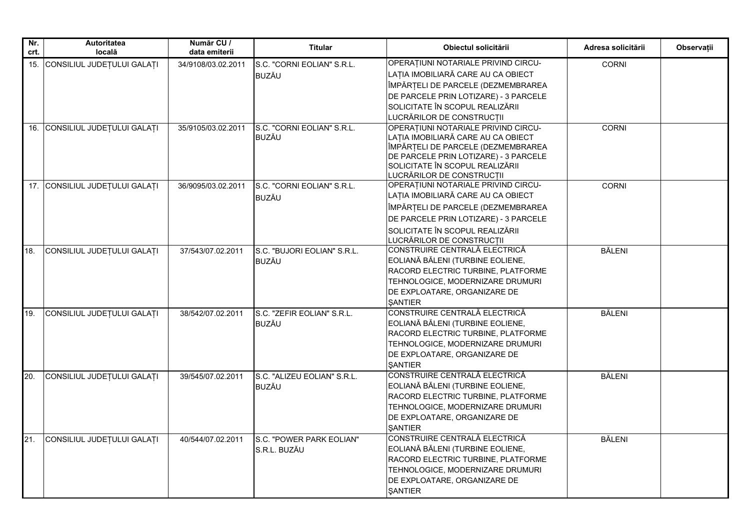| Nr. crt. | Autoritatea locală | Număr CU / data emiterii | Titular | Obiectul solicitării | Adresa solicitării | Observații |
|---|---|---|---|---|---|---|
| 15. | CONSILIUL JUDEȚULUI GALAȚI | 34/9108/03.02.2011 | S.C. "CORNI EOLIAN" S.R.L. BUZĂU | OPERAȚIUNI NOTARIALE PRIVIND CIRCU-LAȚIA IMOBILIARĂ CARE AU CA OBIECT ÎMPĂRȚELI DE PARCELE (DEZMEMBRAREA DE PARCELE PRIN LOTIZARE) - 3 PARCELE SOLICITATE ÎN SCOPUL REALIZĂRII LUCRĂRILOR DE CONSTRUCȚII | CORNI | |
| 16. | CONSILIUL JUDEȚULUI GALAȚI | 35/9105/03.02.2011 | S.C. "CORNI EOLIAN" S.R.L. BUZĂU | OPERAȚIUNI NOTARIALE PRIVIND CIRCU-LAȚIA IMOBILIARĂ CARE AU CA OBIECT ÎMPĂRȚELI DE PARCELE (DEZMEMBRAREA DE PARCELE PRIN LOTIZARE) - 3 PARCELE SOLICITATE ÎN SCOPUL REALIZĂRII LUCRĂRILOR DE CONSTRUCȚII | CORNI | |
| 17. | CONSILIUL JUDEȚULUI GALAȚI | 36/9095/03.02.2011 | S.C. "CORNI EOLIAN" S.R.L. BUZĂU | OPERAȚIUNI NOTARIALE PRIVIND CIRCU-LAȚIA IMOBILIARĂ CARE AU CA OBIECT ÎMPĂRȚELI DE PARCELE (DEZMEMBRAREA DE PARCELE PRIN LOTIZARE) - 3 PARCELE SOLICITATE ÎN SCOPUL REALIZĂRII LUCRĂRILOR DE CONSTRUCȚII | CORNI | |
| 18. | CONSILIUL JUDEȚULUI GALAȚI | 37/543/07.02.2011 | S.C. "BUJORI EOLIAN" S.R.L. BUZĂU | CONSTRUIRE CENTRALĂ ELECTRICĂ EOLIANĂ BĂLENI (TURBINE EOLIENE, RACORD ELECTRIC TURBINE, PLATFORME TEHNOLOGICE, MODERNIZARE DRUMURI DE EXPLOATARE, ORGANIZARE DE ȘANTIER | BĂLENI | |
| 19. | CONSILIUL JUDEȚULUI GALAȚI | 38/542/07.02.2011 | S.C. "ZEFIR EOLIAN" S.R.L. BUZĂU | CONSTRUIRE CENTRALĂ ELECTRICĂ EOLIANĂ BĂLENI (TURBINE EOLIENE, RACORD ELECTRIC TURBINE, PLATFORME TEHNOLOGICE, MODERNIZARE DRUMURI DE EXPLOATARE, ORGANIZARE DE ȘANTIER | BĂLENI | |
| 20. | CONSILIUL JUDEȚULUI GALAȚI | 39/545/07.02.2011 | S.C. "ALIZEU EOLIAN" S.R.L. BUZĂU | CONSTRUIRE CENTRALĂ ELECTRICĂ EOLIANĂ BĂLENI (TURBINE EOLIENE, RACORD ELECTRIC TURBINE, PLATFORME TEHNOLOGICE, MODERNIZARE DRUMURI DE EXPLOATARE, ORGANIZARE DE ȘANTIER | BĂLENI | |
| 21. | CONSILIUL JUDEȚULUI GALAȚI | 40/544/07.02.2011 | S.C. "POWER PARK EOLIAN" S.R.L. BUZĂU | CONSTRUIRE CENTRALĂ ELECTRICĂ EOLIANĂ BĂLENI (TURBINE EOLIENE, RACORD ELECTRIC TURBINE, PLATFORME TEHNOLOGICE, MODERNIZARE DRUMURI DE EXPLOATARE, ORGANIZARE DE ȘANTIER | BĂLENI | |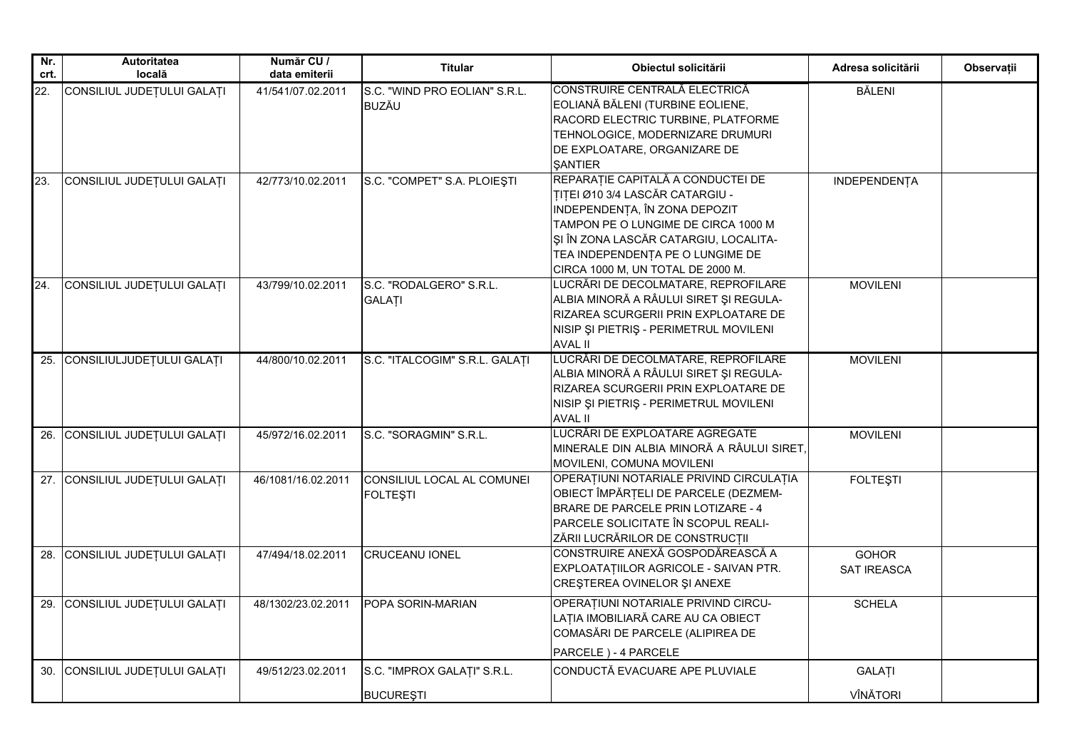| Nr. crt. | Autoritatea locală | Număr CU / data emiterii | Titular | Obiectul solicitării | Adresa solicitării | Observații |
|---|---|---|---|---|---|---|
| 22. | CONSILIUL JUDEȚULUI GALAȚI | 41/541/07.02.2011 | S.C. "WIND PRO EOLIAN" S.R.L. BUZĂU | CONSTRUIRE CENTRALĂ ELECTRICĂ EOLIANĂ BĂLENI (TURBINE EOLIENE, RACORD ELECTRIC TURBINE, PLATFORME TEHNOLOGICE, MODERNIZARE DRUMURI DE EXPLOATARE, ORGANIZARE DE ŞANTIER | BĂLENI | |
| 23. | CONSILIUL JUDEȚULUI GALAȚI | 42/773/10.02.2011 | S.C. "COMPET" S.A. PLOIEŞTI | REPARAȚIE CAPITALĂ A CONDUCTEI DE ȚIȚEI Ø10 3/4 LASCĂR CATARGIU - INDEPENDENȚA, ÎN ZONA DEPOZIT TAMPON PE O LUNGIME DE CIRCA 1000 M ŞI ÎN ZONA LASCĂR CATARGIU, LOCALITA-TEA INDEPENDENȚA PE O LUNGIME DE CIRCA 1000 M, UN TOTAL DE 2000 M. | INDEPENDENȚA | |
| 24. | CONSILIUL JUDEȚULUI GALAȚI | 43/799/10.02.2011 | S.C. "RODALGERO" S.R.L. GALAȚI | LUCRĂRI DE DECOLMATARE, REPROFILARE ALBIA MINORĂ A RÂULUI SIRET ŞI REGULA-RIZAREA SCURGERII PRIN EXPLOATARE DE NISIP ŞI PIETRIŞ - PERIMETRUL MOVILENI AVAL II | MOVILENI | |
| 25. | CONSILIULJUDEȚULUI GALAȚI | 44/800/10.02.2011 | S.C. "ITALCOGIM" S.R.L. GALAȚI | LUCRĂRI DE DECOLMATARE, REPROFILARE ALBIA MINORĂ A RÂULUI SIRET ŞI REGULA-RIZAREA SCURGERII PRIN EXPLOATARE DE NISIP ŞI PIETRIŞ - PERIMETRUL MOVILENI AVAL II | MOVILENI | |
| 26. | CONSILIUL JUDEȚULUI GALAȚI | 45/972/16.02.2011 | S.C. "SORAGMIN" S.R.L. | LUCRĂRI DE EXPLOATARE AGREGATE MINERALE DIN ALBIA MINORĂ A RÂULUI SIRET, MOVILENI, COMUNA MOVILENI | MOVILENI | |
| 27. | CONSILIUL JUDEȚULUI GALAȚI | 46/1081/16.02.2011 | CONSILIUL LOCAL AL COMUNEI FOLTEŞTI | OPERAȚIUNI NOTARIALE PRIVIND CIRCULAȚIA OBIECT ÎMPĂRȚELI DE PARCELE (DEZMEM-BRARE DE PARCELE PRIN LOTIZARE - 4 PARCELE SOLICITATE ÎN SCOPUL REALI-ZĂRII LUCRĂRILOR DE CONSTRUCȚII | FOLTEŞTI | |
| 28. | CONSILIUL JUDEȚULUI GALAȚI | 47/494/18.02.2011 | CRUCEANU IONEL | CONSTRUIRE ANEXĂ GOSPODĂREASCĂ A EXPLOATAȚIILOR AGRICOLE - SAIVAN PTR. CREŞTEREA OVINELOR ŞI ANEXE | GOHOR SAT IREASCA | |
| 29. | CONSILIUL JUDEȚULUI GALAȚI | 48/1302/23.02.2011 | POPA SORIN-MARIAN | OPERAȚIUNI NOTARIALE PRIVIND CIRCU-LAȚIA IMOBILIARĂ CARE AU CA OBIECT COMASĂRI DE PARCELE (ALIPIREA DE PARCELE ) - 4 PARCELE | SCHELA | |
| 30. | CONSILIUL JUDEȚULUI GALAȚI | 49/512/23.02.2011 | S.C. "IMPROX GALAȚI" S.R.L. BUCUREŞTI | CONDUCTĂ EVACUARE APE PLUVIALE | GALAȚI VÎNĂTORI | |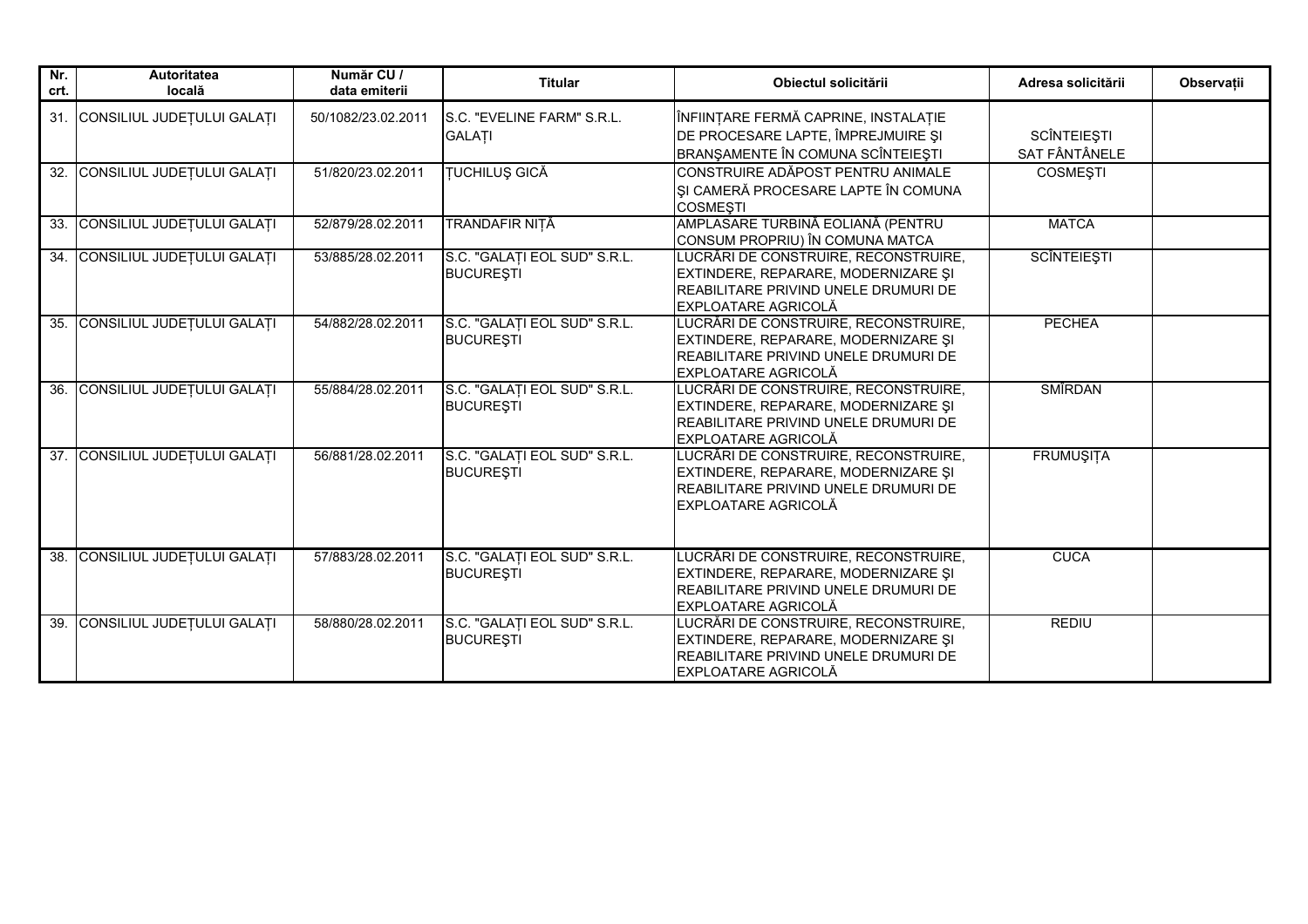| Nr. crt. | Autoritatea locală | Număr CU / data emiterii | Titular | Obiectul solicitării | Adresa solicitării | Observații |
|---|---|---|---|---|---|---|
| 31. | CONSILIUL JUDEȚULUI GALAȚI | 50/1082/23.02.2011 | S.C. "EVELINE FARM" S.R.L. GALAȚI | ÎNFIINȚARE FERMĂ CAPRINE, INSTALAȚIE DE PROCESARE LAPTE, ÎMPREJMUIRE ŞI BRANŞAMENTE ÎN COMUNA SCÎNTEIEŞTI | SCÎNTEIEŞTI SAT FÂNTÂNELE | |
| 32. | CONSILIUL JUDEȚULUI GALAȚI | 51/820/23.02.2011 | ȚUCHILUŞ GICĂ | CONSTRUIRE ADĂPOST PENTRU ANIMALE ŞI CAMERĂ PROCESARE LAPTE ÎN COMUNA COSMEŞTI | COSMEŞTI | |
| 33. | CONSILIUL JUDEȚULUI GALAȚI | 52/879/28.02.2011 | TRANDAFIR NIȚĂ | AMPLASARE TURBINĂ EOLIANĂ (PENTRU CONSUM PROPRIU) ÎN COMUNA MATCA | MATCA | |
| 34. | CONSILIUL JUDEȚULUI GALAȚI | 53/885/28.02.2011 | S.C. "GALAȚI EOL SUD" S.R.L. BUCUREŞTI | LUCRĂRI DE CONSTRUIRE, RECONSTRUIRE, EXTINDERE, REPARARE, MODERNIZARE ŞI REABILITARE PRIVIND UNELE DRUMURI DE EXPLOATARE AGRICOLĂ | SCÎNTEIEŞTI | |
| 35. | CONSILIUL JUDEȚULUI GALAȚI | 54/882/28.02.2011 | S.C. "GALAȚI EOL SUD" S.R.L. BUCUREŞTI | LUCRĂRI DE CONSTRUIRE, RECONSTRUIRE, EXTINDERE, REPARARE, MODERNIZARE ŞI REABILITARE PRIVIND UNELE DRUMURI DE EXPLOATARE AGRICOLĂ | PECHEA | |
| 36. | CONSILIUL JUDEȚULUI GALAȚI | 55/884/28.02.2011 | S.C. "GALAȚI EOL SUD" S.R.L. BUCUREŞTI | LUCRĂRI DE CONSTRUIRE, RECONSTRUIRE, EXTINDERE, REPARARE, MODERNIZARE ŞI REABILITARE PRIVIND UNELE DRUMURI DE EXPLOATARE AGRICOLĂ | SMÎRDAN | |
| 37. | CONSILIUL JUDEȚULUI GALAȚI | 56/881/28.02.2011 | S.C. "GALAȚI EOL SUD" S.R.L. BUCUREŞTI | LUCRĂRI DE CONSTRUIRE, RECONSTRUIRE, EXTINDERE, REPARARE, MODERNIZARE ŞI REABILITARE PRIVIND UNELE DRUMURI DE EXPLOATARE AGRICOLĂ | FRUMUŞIȚA | |
| 38. | CONSILIUL JUDEȚULUI GALAȚI | 57/883/28.02.2011 | S.C. "GALAȚI EOL SUD" S.R.L. BUCUREŞTI | LUCRĂRI DE CONSTRUIRE, RECONSTRUIRE, EXTINDERE, REPARARE, MODERNIZARE ŞI REABILITARE PRIVIND UNELE DRUMURI DE EXPLOATARE AGRICOLĂ | CUCA | |
| 39. | CONSILIUL JUDEȚULUI GALAȚI | 58/880/28.02.2011 | S.C. "GALAȚI EOL SUD" S.R.L. BUCUREŞTI | LUCRĂRI DE CONSTRUIRE, RECONSTRUIRE, EXTINDERE, REPARARE, MODERNIZARE ŞI REABILITARE PRIVIND UNELE DRUMURI DE EXPLOATARE AGRICOLĂ | REDIU | |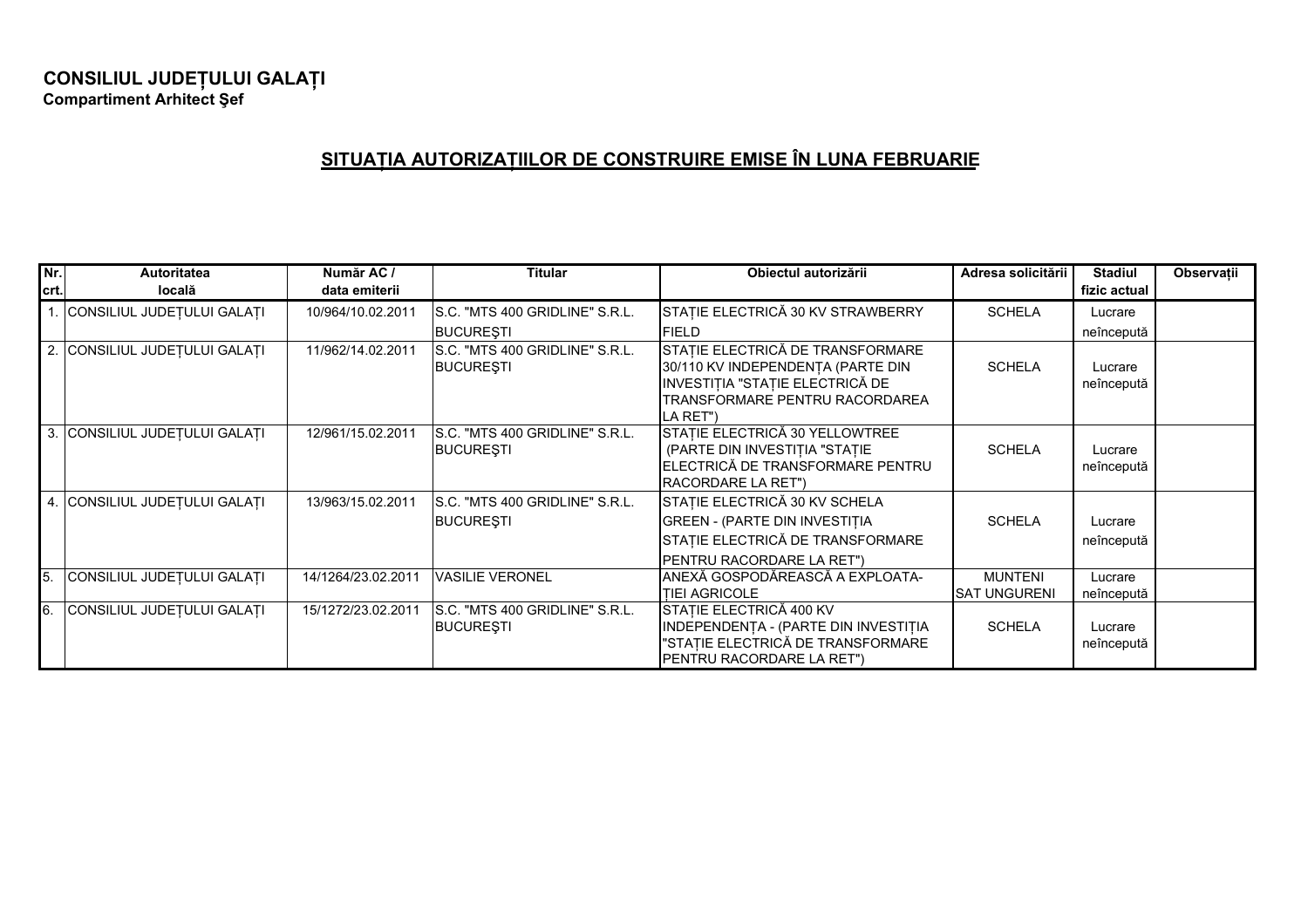**CONSILIUL JUDEȚULUI GALAȚI**
**Compartiment Arhitect Şef**

## SITUAȚIA AUTORIZAȚIILOR DE CONSTRUIRE EMISE ÎN LUNA FEBRUARIE

| Nr. crt. | Autoritatea locală | Număr AC / data emiterii | Titular | Obiectul autorizării | Adresa solicitării | Stadiul fizic actual | Observații |
|---|---|---|---|---|---|---|---|
| 1. | CONSILIUL JUDEȚULUI GALAȚI | 10/964/10.02.2011 | S.C. "MTS 400 GRIDLINE" S.R.L. BUCUREŞTI | STAȚIE ELECTRICĂ 30 KV STRAWBERRY FIELD | SCHELA | Lucrare neîncepută | |
| 2. | CONSILIUL JUDEȚULUI GALAȚI | 11/962/14.02.2011 | S.C. "MTS 400 GRIDLINE" S.R.L. BUCUREŞTI | STAȚIE ELECTRICĂ DE TRANSFORMARE 30/110 KV INDEPENDENȚA (PARTE DIN INVESTIȚIA "STAȚIE ELECTRICĂ DE TRANSFORMARE PENTRU RACORDAREA LA RET") | SCHELA | Lucrare neîncepută | |
| 3. | CONSILIUL JUDEȚULUI GALAȚI | 12/961/15.02.2011 | S.C. "MTS 400 GRIDLINE" S.R.L. BUCUREŞTI | STAȚIE ELECTRICĂ 30 YELLOWTREE (PARTE DIN INVESTIȚIA "STAȚIE ELECTRICĂ DE TRANSFORMARE PENTRU RACORDARE LA RET") | SCHELA | Lucrare neîncepută | |
| 4. | CONSILIUL JUDEȚULUI GALAȚI | 13/963/15.02.2011 | S.C. "MTS 400 GRIDLINE" S.R.L. BUCUREŞTI | STAȚIE ELECTRICĂ 30 KV SCHELA GREEN - (PARTE DIN INVESTIȚIA STAȚIE ELECTRICĂ DE TRANSFORMARE PENTRU RACORDARE LA RET") | SCHELA | Lucrare neîncepută | |
| 5. | CONSILIUL JUDEȚULUI GALAȚI | 14/1264/23.02.2011 | VASILIE VERONEL | ANEXĂ GOSPODĂREASCĂ A EXPLOATA-ȚIEI AGRICOLE | MUNTENI SAT UNGURENI | Lucrare neîncepută | |
| 6. | CONSILIUL JUDEȚULUI GALAȚI | 15/1272/23.02.2011 | S.C. "MTS 400 GRIDLINE" S.R.L. BUCUREŞTI | STAȚIE ELECTRICĂ 400 KV INDEPENDENȚA - (PARTE DIN INVESTIȚIA "STAȚIE ELECTRICĂ DE TRANSFORMARE PENTRU RACORDARE LA RET") | SCHELA | Lucrare neîncepută | |